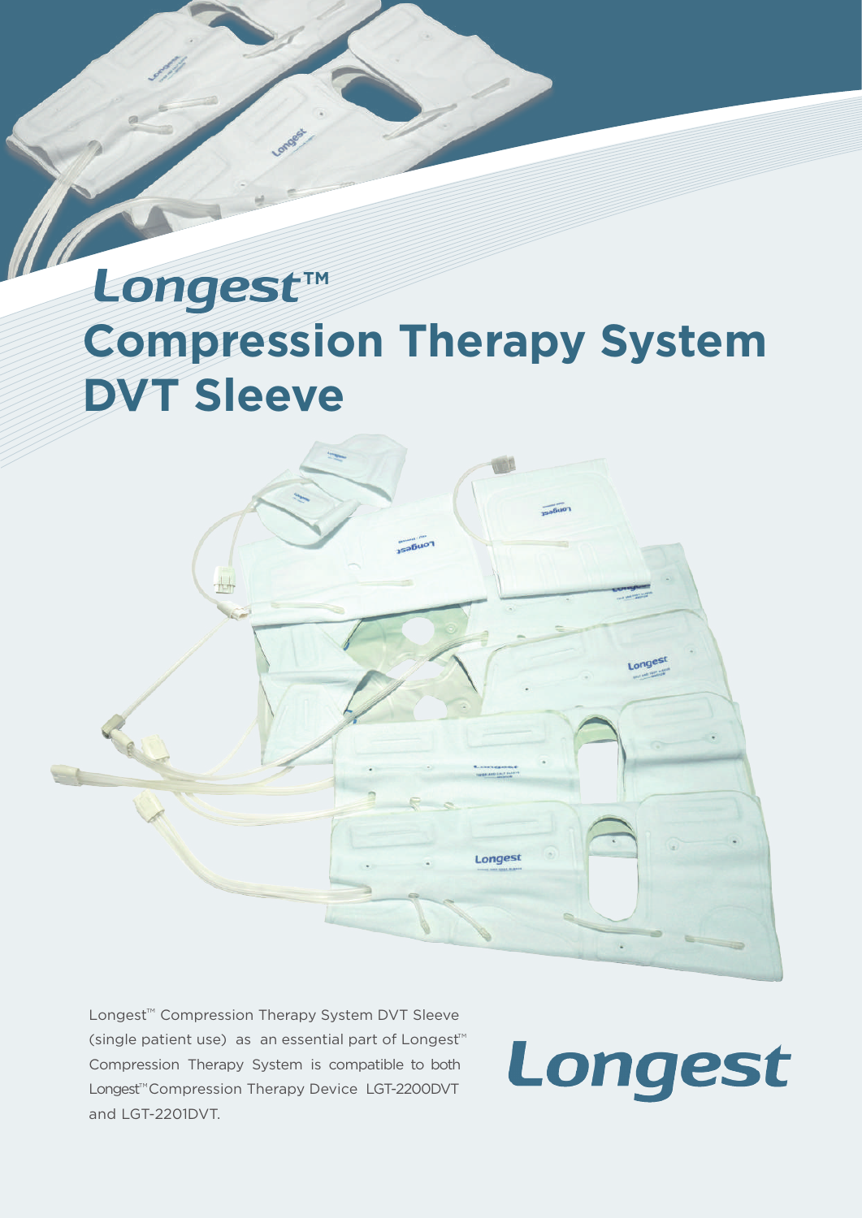# Longest™ Compression Therapy System DVT Sleeve

Longest™ Compression Therapy System DVT Sleeve (single patient use) as an essential part of Longest™ Compression Therapy System is compatible to both Longest™ Compression Therapy Device LGT-2200DVT and LGT-2201DVT.

Longest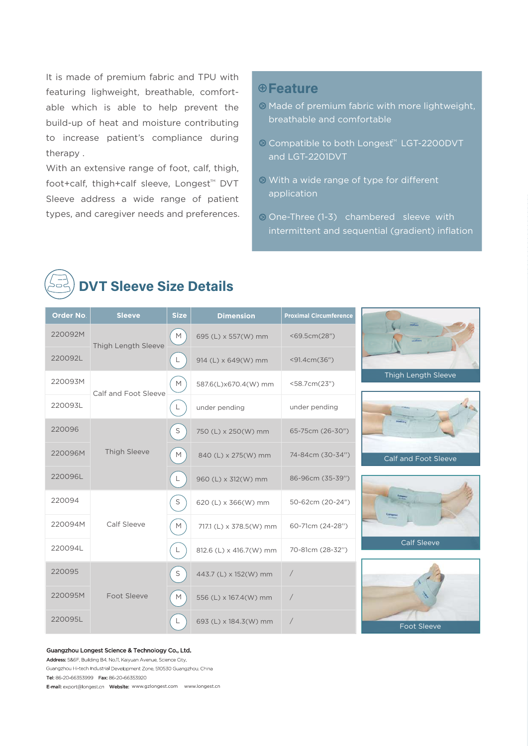It is made of premium fabric and TPU with featuring lighweight, breathable, comfortable which is able to help prevent the build-up of heat and moisture contributing to increase patient's compliance during therapy .

With an extensive range of foot, calf, thigh, foot+calf, thigh+calf sleeve, Longest™ DVT Sleeve address a wide range of patient types, and caregiver needs and preferences.

## Feature

- Made of premium fabric with more lightweight, breathable and comfortable
- Compatible to both Longest™ LGT-2200DVT and LGT-2201DVT
- With a wide range of type for different application
- One-Three (1-3) chambered sleeve with intermittent and sequential (gradient) inflation

## DVT Sleeve Size Details

| Order No. | Sleeve | Size | Dimension | Proximal Circumference |
|---|---|---|---|---|
| 220092M | Thigh Length Sleeve | M | 695 (L) x 557(W) mm | <69.5cm(28") |
| 220092L | | L | 914 (L) x 649(W) mm | <91.4cm(36") |
| 220093M | Calf and Foot Sleeve | M | 587.6(L)x670.4(W) mm | <58.7cm(23") |
| 220093L | | L | under pending | under pending |
| 220096 | Thigh Sleeve | S | 750 (L) x 250(W) mm | 65-75cm (26-30") |
| 220096M | | M | 840 (L) x 275(W) mm | 74-84cm (30-34") |
| 220096L | | L | 960 (L) x 312(W) mm | 86-96cm (35-39") |
| 220094 | Calf Sleeve | S | 620 (L) x 366(W) mm | 50-62cm (20-24") |
| 220094M | | M | 717.1 (L) x 378.5(W) mm | 60-71cm (24-28") |
| 220094L | | L | 812.6 (L) x 416.7(W) mm | 70-81cm (28-32") |
| 220095 | Foot Sleeve | S | 443.7 (L) x 152(W) mm | / |
| 220095M | | M | 556 (L) x 167.4(W) mm | / |
| 220095L | | L | 693 (L) x 184.3(W) mm | / |

Thigh Length Sleeve

Calf and Foot Sleeve

Calf Sleeve

Foot Sleeve

**Guangzhou Longest Science & Technology Co., Ltd.**
**Address:** 5&6F, Building B4, No.11, Kaiyuan Avenue, Science City,
Guangzhou Hi-tech Industrial Development Zone, 510530 Guangzhou, China
**Tel:** 86-20-66353999 **Fax:** 86-20-66353920
**E-mail:** export@longest.cn **Website:** www.gzlongest.com www.longest.cn